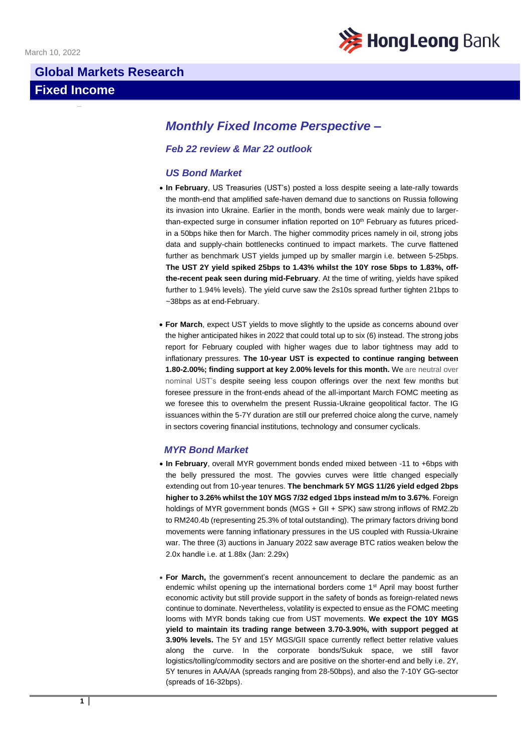March 10, 2022

# Global Markets Research
## Fixed Income

## *Monthly Fixed Income Perspective –*

### *Feb 22 review & Mar 22 outlook*

### *US Bond Market*

- **In February**, US Treasuries (UST's) posted a loss despite seeing a late-rally towards the month-end that amplified safe-haven demand due to sanctions on Russia following its invasion into Ukraine. Earlier in the month, bonds were weak mainly due to larger-than-expected surge in consumer inflation reported on 10th February as futures priced-in a 50bps hike then for March. The higher commodity prices namely in oil, strong jobs data and supply-chain bottlenecks continued to impact markets. The curve flattened further as benchmark UST yields jumped up by smaller margin i.e. between 5-25bps. **The UST 2Y yield spiked 25bps to 1.43% whilst the 10Y rose 5bps to 1.83%, off-the-recent peak seen during mid-February**. At the time of writing, yields have spiked further to 1.94% levels). The yield curve saw the 2s10s spread further tighten 21bps to ~38bps as at end-February.

- **For March**, expect UST yields to move slightly to the upside as concerns abound over the higher anticipated hikes in 2022 that could total up to six (6) instead. The strong jobs report for February coupled with higher wages due to labor tightness may add to inflationary pressures. **The 10-year UST is expected to continue ranging between 1.80-2.00%; finding support at key 2.00% levels for this month.** We are neutral over nominal UST's despite seeing less coupon offerings over the next few months but foresee pressure in the front-ends ahead of the all-important March FOMC meeting as we foresee this to overwhelm the present Russia-Ukraine geopolitical factor. The IG issuances within the 5-7Y duration are still our preferred choice along the curve, namely in sectors covering financial institutions, technology and consumer cyclicals.

### *MYR Bond Market*

- **In February**, overall MYR government bonds ended mixed between -11 to +6bps with the belly pressured the most. The govvies curves were little changed especially extending out from 10-year tenures. **The benchmark 5Y MGS 11/26 yield edged 2bps higher to 3.26% whilst the 10Y MGS 7/32 edged 1bps instead m/m to 3.67%**. Foreign holdings of MYR government bonds (MGS + GII + SPK) saw strong inflows of RM2.2b to RM240.4b (representing 25.3% of total outstanding). The primary factors driving bond movements were fanning inflationary pressures in the US coupled with Russia-Ukraine war. The three (3) auctions in January 2022 saw average BTC ratios weaken below the 2.0x handle i.e. at 1.88x (Jan: 2.29x)

- **For March,** the government's recent announcement to declare the pandemic as an endemic whilst opening up the international borders come 1st April may boost further economic activity but still provide support in the safety of bonds as foreign-related news continue to dominate. Nevertheless, volatility is expected to ensue as the FOMC meeting looms with MYR bonds taking cue from UST movements. **We expect the 10Y MGS yield to maintain its trading range between 3.70-3.90%, with support pegged at 3.90% levels.** The 5Y and 15Y MGS/GII space currently reflect better relative values along the curve. In the corporate bonds/Sukuk space, we still favor logistics/tolling/commodity sectors and are positive on the shorter-end and belly i.e. 2Y, 5Y tenures in AAA/AA (spreads ranging from 28-50bps), and also the 7-10Y GG-sector (spreads of 16-32bps).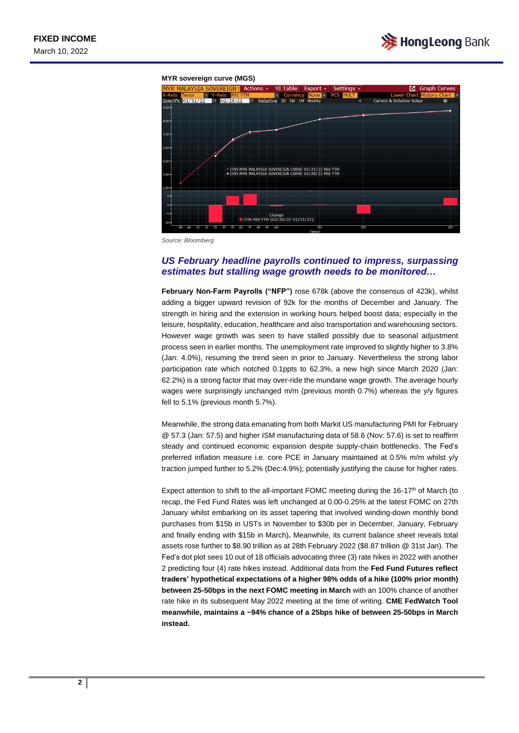MYR sovereign curve (MGS)

Source: Bloomberg

## *US February headline payrolls continued to impress, surpassing estimates but stalling wage growth needs to be monitored…*

**February Non-Farm Payrolls ("NFP")** rose 678k (above the consensus of 423k), whilst adding a bigger upward revision of 92k for the months of December and January. The strength in hiring and the extension in working hours helped boost data; especially in the leisure, hospitality, education, healthcare and also transportation and warehousing sectors. However wage growth was seen to have stalled possibly due to seasonal adjustment process seen in earlier months. The unemployment rate improved to slightly higher to 3.8% (Jan: 4.0%), resuming the trend seen in prior to January. Nevertheless the strong labor participation rate which notched 0.1ppts to 62.3%, a new high since March 2020 (Jan: 62.2%) is a strong factor that may over-ride the mundane wage growth. The average hourly wages were surprisingly unchanged m/m (previous month 0.7%) whereas the y/y figures fell to 5.1% (previous month 5.7%).

Meanwhile, the strong data emanating from both Markit US manufacturing PMI for February @ 57.3 (Jan: 57.5) and higher ISM manufacturing data of 58.6 (Nov: 57.6) is set to reaffirm steady and continued economic expansion despite supply-chain bottlenecks. The Fed's preferred inflation measure i.e. core PCE in January maintained at 0.5% m/m whilst y/y traction jumped further to 5.2% (Dec:4.9%); potentially justifying the cause for higher rates.

Expect attention to shift to the all-important FOMC meeting during the 16-17th of March (to recap, the Fed Fund Rates was left unchanged at 0.00-0.25% at the latest FOMC on 27th January whilst embarking on its asset tapering that involved winding-down monthly bond purchases from $15b in USTs in November to $30b per in December, January, February and finally ending with $15b in March)**.** Meanwhile, its current balance sheet reveals total assets rose further to $8.90 trillion as at 28th February 2022 ($8.87 trillion @ 31st Jan). The Fed's dot plot sees 10 out of 18 officials advocating three (3) rate hikes in 2022 with another 2 predicting four (4) rate hikes instead. Additional data from the **Fed Fund Futures reflect traders' hypothetical expectations of a higher 98% odds of a hike (100% prior month) between 25-50bps in the next FOMC meeting in March** with an 100% chance of another rate hike in its subsequent May 2022 meeting at the time of writing. **CME FedWatch Tool meanwhile, maintains a ~94% chance of a 25bps hike of between 25-50bps in March instead.**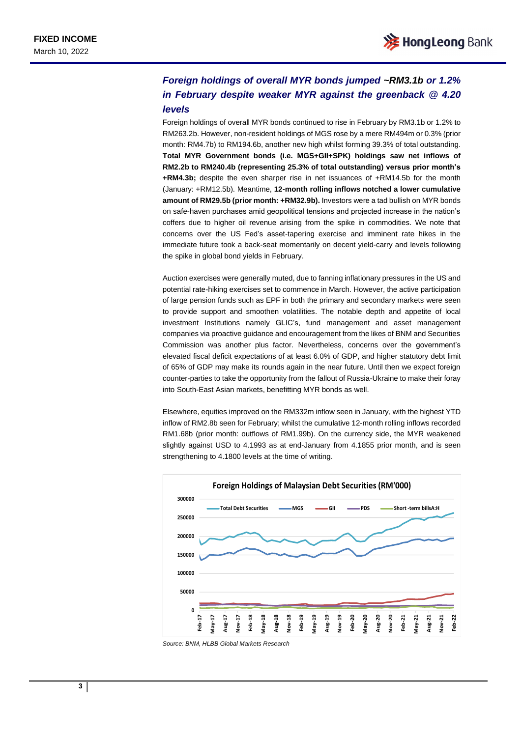## *Foreign holdings of overall MYR bonds jumped ~RM3.1b or 1.2% in February despite weaker MYR against the greenback @ 4.20 levels*

Foreign holdings of overall MYR bonds continued to rise in February by RM3.1b or 1.2% to RM263.2b. However, non-resident holdings of MGS rose by a mere RM494m or 0.3% (prior month: RM4.7b) to RM194.6b, another new high whilst forming 39.3% of total outstanding. **Total MYR Government bonds (i.e. MGS+GII+SPK) holdings saw net inflows of RM2.2b to RM240.4b (representing 25.3% of total outstanding) versus prior month's +RM4.3b;** despite the even sharper rise in net issuances of +RM14.5b for the month (January: +RM12.5b). Meantime, **12-month rolling inflows notched a lower cumulative amount of RM29.5b (prior month: +RM32.9b).** Investors were a tad bullish on MYR bonds on safe-haven purchases amid geopolitical tensions and projected increase in the nation's coffers due to higher oil revenue arising from the spike in commodities. We note that concerns over the US Fed's asset-tapering exercise and imminent rate hikes in the immediate future took a back-seat momentarily on decent yield-carry and levels following the spike in global bond yields in February.

Auction exercises were generally muted, due to fanning inflationary pressures in the US and potential rate-hiking exercises set to commence in March. However, the active participation of large pension funds such as EPF in both the primary and secondary markets were seen to provide support and smoothen volatilities. The notable depth and appetite of local investment Institutions namely GLIC's, fund management and asset management companies via proactive guidance and encouragement from the likes of BNM and Securities Commission was another plus factor. Nevertheless, concerns over the government's elevated fiscal deficit expectations of at least 6.0% of GDP, and higher statutory debt limit of 65% of GDP may make its rounds again in the near future. Until then we expect foreign counter-parties to take the opportunity from the fallout of Russia-Ukraine to make their foray into South-East Asian markets, benefitting MYR bonds as well.

Elsewhere, equities improved on the RM332m inflow seen in January, with the highest YTD inflow of RM2.8b seen for February; whilst the cumulative 12-month rolling inflows recorded RM1.68b (prior month: outflows of RM1.99b). On the currency side, the MYR weakened slightly against USD to 4.1993 as at end-January from 4.1855 prior month, and is seen strengthening to 4.1800 levels at the time of writing.

**Foreign Holdings of Malaysian Debt Securities (RM'000)**

*Source: BNM, HLBB Global Markets Research*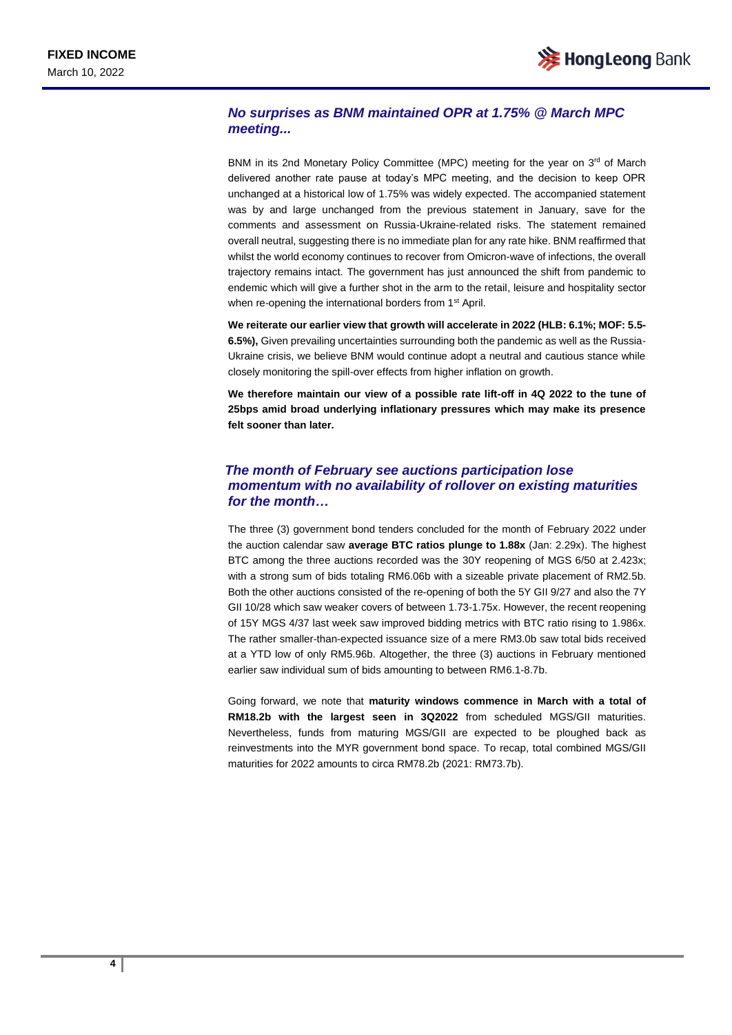## *No surprises as BNM maintained OPR at 1.75% @ March MPC meeting...*

BNM in its 2nd Monetary Policy Committee (MPC) meeting for the year on 3rd of March delivered another rate pause at today's MPC meeting, and the decision to keep OPR unchanged at a historical low of 1.75% was widely expected. The accompanied statement was by and large unchanged from the previous statement in January, save for the comments and assessment on Russia-Ukraine-related risks. The statement remained overall neutral, suggesting there is no immediate plan for any rate hike. BNM reaffirmed that whilst the world economy continues to recover from Omicron-wave of infections, the overall trajectory remains intact. The government has just announced the shift from pandemic to endemic which will give a further shot in the arm to the retail, leisure and hospitality sector when re-opening the international borders from 1st April.

**We reiterate our earlier view that growth will accelerate in 2022 (HLB: 6.1%; MOF: 5.5-6.5%),** Given prevailing uncertainties surrounding both the pandemic as well as the Russia-Ukraine crisis, we believe BNM would continue adopt a neutral and cautious stance while closely monitoring the spill-over effects from higher inflation on growth.

**We therefore maintain our view of a possible rate lift-off in 4Q 2022 to the tune of 25bps amid broad underlying inflationary pressures which may make its presence felt sooner than later.**

## *The month of February see auctions participation lose momentum with no availability of rollover on existing maturities for the month…*

The three (3) government bond tenders concluded for the month of February 2022 under the auction calendar saw **average BTC ratios plunge to 1.88x** (Jan: 2.29x). The highest BTC among the three auctions recorded was the 30Y reopening of MGS 6/50 at 2.423x; with a strong sum of bids totaling RM6.06b with a sizeable private placement of RM2.5b. Both the other auctions consisted of the re-opening of both the 5Y GII 9/27 and also the 7Y GII 10/28 which saw weaker covers of between 1.73-1.75x. However, the recent reopening of 15Y MGS 4/37 last week saw improved bidding metrics with BTC ratio rising to 1.986x. The rather smaller-than-expected issuance size of a mere RM3.0b saw total bids received at a YTD low of only RM5.96b. Altogether, the three (3) auctions in February mentioned earlier saw individual sum of bids amounting to between RM6.1-8.7b.

Going forward, we note that **maturity windows commence in March with a total of RM18.2b with the largest seen in 3Q2022** from scheduled MGS/GII maturities. Nevertheless, funds from maturing MGS/GII are expected to be ploughed back as reinvestments into the MYR government bond space. To recap, total combined MGS/GII maturities for 2022 amounts to circa RM78.2b (2021: RM73.7b).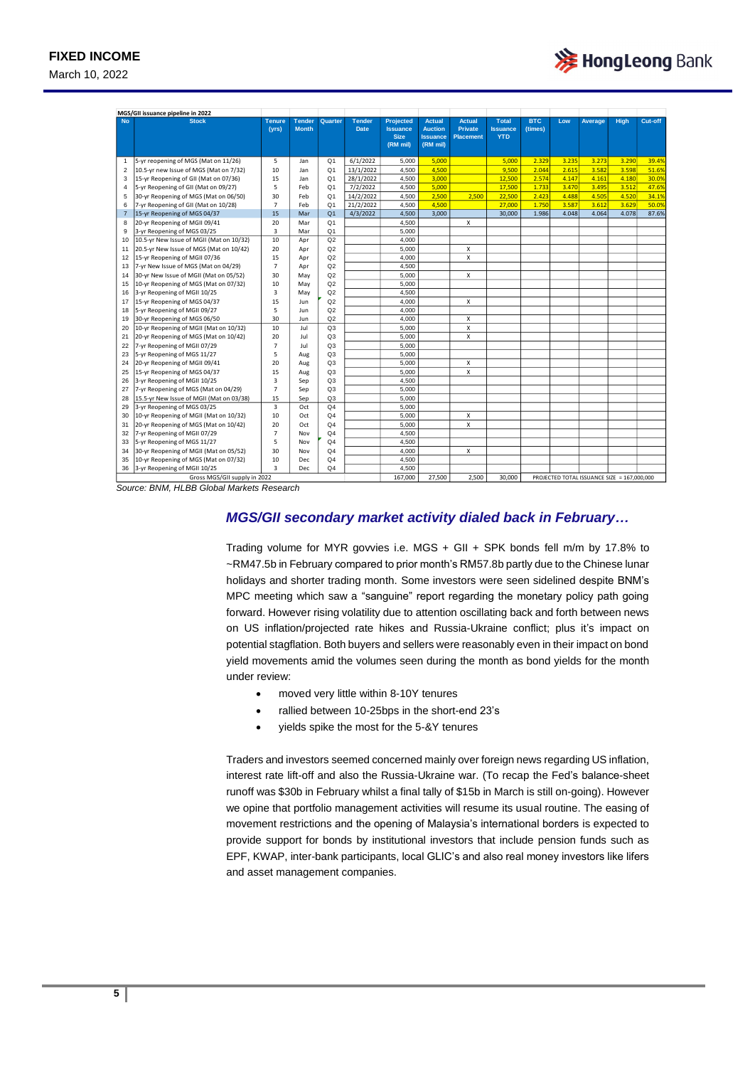MGS/GII issuance pipeline in 2022

| No | Stock | Tenure (yrs) | Tender Month | Quarter | Tender Date | Projected Issuance Size (RM mil) | Actual Auction Issuance (RM mil) | Actual Private Placement | Total Issuance YTD | BTC (times) | Low | Average | High | Cut-off |
|---|---|---|---|---|---|---|---|---|---|---|---|---|---|---|
| 1 | 5-yr reopening of MGS (Mat on 11/26) | 5 | Jan | Q1 | 6/1/2022 | 5,000 | 5,000 | | 5,000 | 2.329 | 3.235 | 3.273 | 3.290 | 39.4% |
| 2 | 10.5-yr new Issue of MGS (Mat on 7/32) | 10 | Jan | Q1 | 13/1/2022 | 4,500 | 4,500 | | 9,500 | 2.044 | 2.615 | 3.582 | 3.598 | 51.6% |
| 3 | 15-yr Reopening of GII (Mat on 07/36) | 15 | Jan | Q1 | 28/1/2022 | 4,500 | 3,000 | | 12,500 | 2.574 | 4.147 | 4.161 | 4.180 | 30.0% |
| 4 | 5-yr Reopening of GII (Mat on 09/27) | 5 | Feb | Q1 | 7/2/2022 | 4,500 | 5,000 | | 17,500 | 1.733 | 3.470 | 3.495 | 3.512 | 47.6% |
| 5 | 30-yr Reopening of MGS (Mat on 06/50) | 30 | Feb | Q1 | 14/2/2022 | 4,500 | 2,500 | 2,500 | 22,500 | 2.423 | 4.488 | 4.505 | 4.520 | 34.1% |
| 6 | 7-yr Reopening of GII (Mat on 10/28) | 7 | Feb | Q1 | 21/2/2022 | 4,500 | 4,500 | | 27,000 | 1.750 | 3.587 | 3.612 | 3.629 | 50.0% |
| 7 | 15-yr Reopening of MGS 04/37 | 15 | Mar | Q1 | 4/3/2022 | 4,500 | 3,000 | | 30,000 | 1.986 | 4.048 | 4.064 | 4.078 | 87.6% |
| 8 | 20-yr Reopening of MGII 09/41 | 20 | Mar | Q1 | | 4,500 | | X | | | | | | |
| 9 | 3-yr Reopening of MGS 03/25 | 3 | Mar | Q1 | | 5,000 | | | | | | | | |
| 10 | 10.5-yr New Issue of MGII (Mat on 10/32) | 10 | Apr | Q2 | | 4,000 | | | | | | | | |
| 11 | 20.5-yr New Issue of MGS (Mat on 10/42) | 20 | Apr | Q2 | | 5,000 | | X | | | | | | |
| 12 | 15-yr Reopening of MGII 07/36 | 15 | Apr | Q2 | | 4,000 | | X | | | | | | |
| 13 | 7-yr New Issue of MGS (Mat on 04/29) | 7 | Apr | Q2 | | 4,500 | | | | | | | | |
| 14 | 30-yr New Issue of MGII (Mat on 05/52) | 30 | May | Q2 | | 5,000 | | X | | | | | | |
| 15 | 10-yr Reopening of MGS (Mat on 07/32) | 10 | May | Q2 | | 5,000 | | | | | | | | |
| 16 | 3-yr Reopening of MGII 10/25 | 3 | May | Q2 | | 4,500 | | | | | | | | |
| 17 | 15-yr Reopening of MGS 04/37 | 15 | Jun | Q2 | | 4,000 | | X | | | | | | |
| 18 | 5-yr Reopening of MGII 09/27 | 5 | Jun | Q2 | | 4,000 | | | | | | | | |
| 19 | 30-yr Reopening of MGS 06/50 | 30 | Jun | Q2 | | 4,000 | | X | | | | | | |
| 20 | 10-yr Reopening of MGII (Mat on 10/32) | 10 | Jul | Q3 | | 5,000 | | X | | | | | | |
| 21 | 20-yr Reopening of MGS (Mat on 10/42) | 20 | Jul | Q3 | | 5,000 | | X | | | | | | |
| 22 | 7-yr Reopening of MGII 07/29 | 7 | Jul | Q3 | | 5,000 | | | | | | | | |
| 23 | 5-yr Reopening of MGS 11/27 | 5 | Aug | Q3 | | 5,000 | | | | | | | | |
| 24 | 20-yr Reopening of MGII 09/41 | 20 | Aug | Q3 | | 5,000 | | X | | | | | | |
| 25 | 15-yr Reopening of MGS 04/37 | 15 | Aug | Q3 | | 5,000 | | X | | | | | | |
| 26 | 3-yr Reopening of MGII 10/25 | 3 | Sep | Q3 | | 4,500 | | | | | | | | |
| 27 | 7-yr Reopening of MGS (Mat on 04/29) | 7 | Sep | Q3 | | 5,000 | | | | | | | | |
| 28 | 15.5-yr New Issue of MGII (Mat on 03/38) | 15 | Sep | Q3 | | 5,000 | | | | | | | | |
| 29 | 3-yr Reopening of MGS 03/25 | 3 | Oct | Q4 | | 5,000 | | | | | | | | |
| 30 | 10-yr Reopening of MGII (Mat on 10/32) | 10 | Oct | Q4 | | 5,000 | | X | | | | | | |
| 31 | 20-yr Reopening of MGS (Mat on 10/42) | 20 | Oct | Q4 | | 5,000 | | X | | | | | | |
| 32 | 7-yr Reopening of MGII 07/29 | 7 | Nov | Q4 | | 4,500 | | | | | | | | |
| 33 | 5-yr Reopening of MGS 11/27 | 5 | Nov | Q4 | | 4,500 | | | | | | | | |
| 34 | 30-yr Reopening of MGII (Mat on 05/52) | 30 | Nov | Q4 | | 4,000 | | X | | | | | | |
| 35 | 10-yr Reopening of MGS (Mat on 07/32) | 10 | Dec | Q4 | | 4,500 | | | | | | | | |
| 36 | 3-yr Reopening of MGII 10/25 | 3 | Dec | Q4 | | 4,500 | | | | | | | | |
| | Gross MGS/GII supply in 2022 | | | | | 167,000 | 27,500 | 2,500 | 30,000 | PROJECTED TOTAL ISSUANCE SIZE = 167,000,000 | | | | |

Source: BNM, HLBB Global Markets Research

## *MGS/GII secondary market activity dialed back in February…*

Trading volume for MYR govvies i.e. MGS + GII + SPK bonds fell m/m by 17.8% to ~RM47.5b in February compared to prior month's RM57.8b partly due to the Chinese lunar holidays and shorter trading month. Some investors were seen sidelined despite BNM's MPC meeting which saw a "sanguine" report regarding the monetary policy path going forward. However rising volatility due to attention oscillating back and forth between news on US inflation/projected rate hikes and Russia-Ukraine conflict; plus it's impact on potential stagflation. Both buyers and sellers were reasonably even in their impact on bond yield movements amid the volumes seen during the month as bond yields for the month under review:

- moved very little within 8-10Y tenures
- rallied between 10-25bps in the short-end 23's
- yields spike the most for the 5-&Y tenures

Traders and investors seemed concerned mainly over foreign news regarding US inflation, interest rate lift-off and also the Russia-Ukraine war. (To recap the Fed's balance-sheet runoff was $30b in February whilst a final tally of $15b in March is still on-going). However we opine that portfolio management activities will resume its usual routine. The easing of movement restrictions and the opening of Malaysia's international borders is expected to provide support for bonds by institutional investors that include pension funds such as EPF, KWAP, inter-bank participants, local GLIC's and also real money investors like lifers and asset management companies.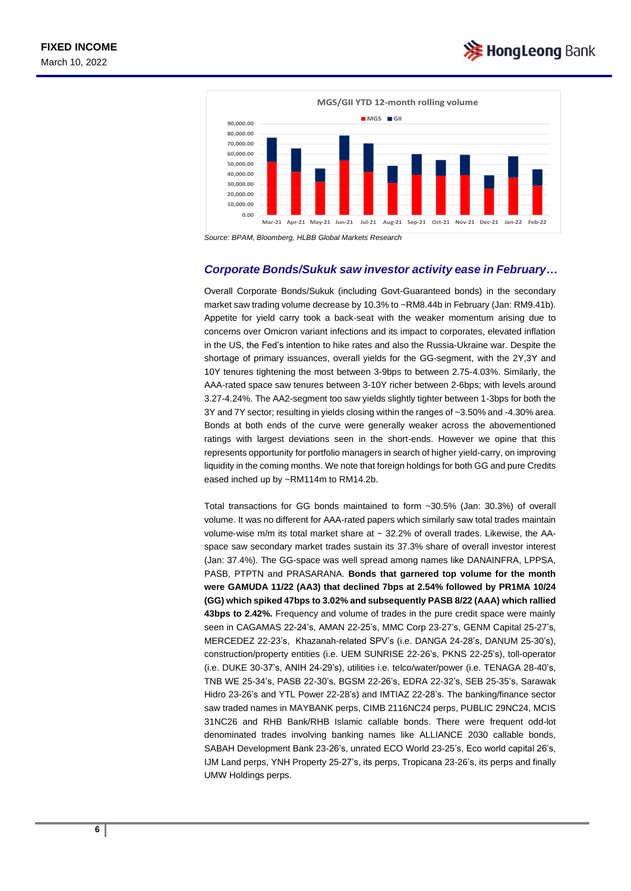MGS/GII YTD 12-month rolling volume

Source: BPAM, Bloomberg, HLBB Global Markets Research

### *Corporate Bonds/Sukuk saw investor activity ease in February…*

Overall Corporate Bonds/Sukuk (including Govt-Guaranteed bonds) in the secondary market saw trading volume decrease by 10.3% to ~RM8.44b in February (Jan: RM9.41b). Appetite for yield carry took a back-seat with the weaker momentum arising due to concerns over Omicron variant infections and its impact to corporates, elevated inflation in the US, the Fed's intention to hike rates and also the Russia-Ukraine war. Despite the shortage of primary issuances, overall yields for the GG-segment, with the 2Y,3Y and 10Y tenures tightening the most between 3-9bps to between 2.75-4.03%. Similarly, the AAA-rated space saw tenures between 3-10Y richer between 2-6bps; with levels around 3.27-4.24%. The AA2-segment too saw yields slightly tighter between 1-3bps for both the 3Y and 7Y sector; resulting in yields closing within the ranges of ~3.50% and -4.30% area. Bonds at both ends of the curve were generally weaker across the abovementioned ratings with largest deviations seen in the short-ends. However we opine that this represents opportunity for portfolio managers in search of higher yield-carry, on improving liquidity in the coming months. We note that foreign holdings for both GG and pure Credits eased inched up by ~RM114m to RM14.2b.

Total transactions for GG bonds maintained to form ~30.5% (Jan: 30.3%) of overall volume. It was no different for AAA-rated papers which similarly saw total trades maintain volume-wise m/m its total market share at ~ 32.2% of overall trades. Likewise, the AA-space saw secondary market trades sustain its 37.3% share of overall investor interest (Jan: 37.4%). The GG-space was well spread among names like DANAINFRA, LPPSA, PASB, PTPTN and PRASARANA. **Bonds that garnered top volume for the month were GAMUDA 11/22 (AA3) that declined 7bps at 2.54% followed by PR1MA 10/24 (GG) which spiked 47bps to 3.02% and subsequently PASB 8/22 (AAA) which rallied 43bps to 2.42%.** Frequency and volume of trades in the pure credit space were mainly seen in CAGAMAS 22-24's, AMAN 22-25's, MMC Corp 23-27's, GENM Capital 25-27's, MERCEDEZ 22-23's, Khazanah-related SPV's (i.e. DANGA 24-28's, DANUM 25-30's), construction/property entities (i.e. UEM SUNRISE 22-26's, PKNS 22-25's), toll-operator (i.e. DUKE 30-37's, ANIH 24-29's), utilities i.e. telco/water/power (i.e. TENAGA 28-40's, TNB WE 25-34's, PASB 22-30's, BGSM 22-26's, EDRA 22-32's, SEB 25-35's, Sarawak Hidro 23-26's and YTL Power 22-28's) and IMTIAZ 22-28's. The banking/finance sector saw traded names in MAYBANK perps, CIMB 2116NC24 perps, PUBLIC 29NC24, MCIS 31NC26 and RHB Bank/RHB Islamic callable bonds. There were frequent odd-lot denominated trades involving banking names like ALLIANCE 2030 callable bonds, SABAH Development Bank 23-26's, unrated ECO World 23-25's, Eco world capital 26's, IJM Land perps, YNH Property 25-27's, its perps, Tropicana 23-26's, its perps and finally UMW Holdings perps.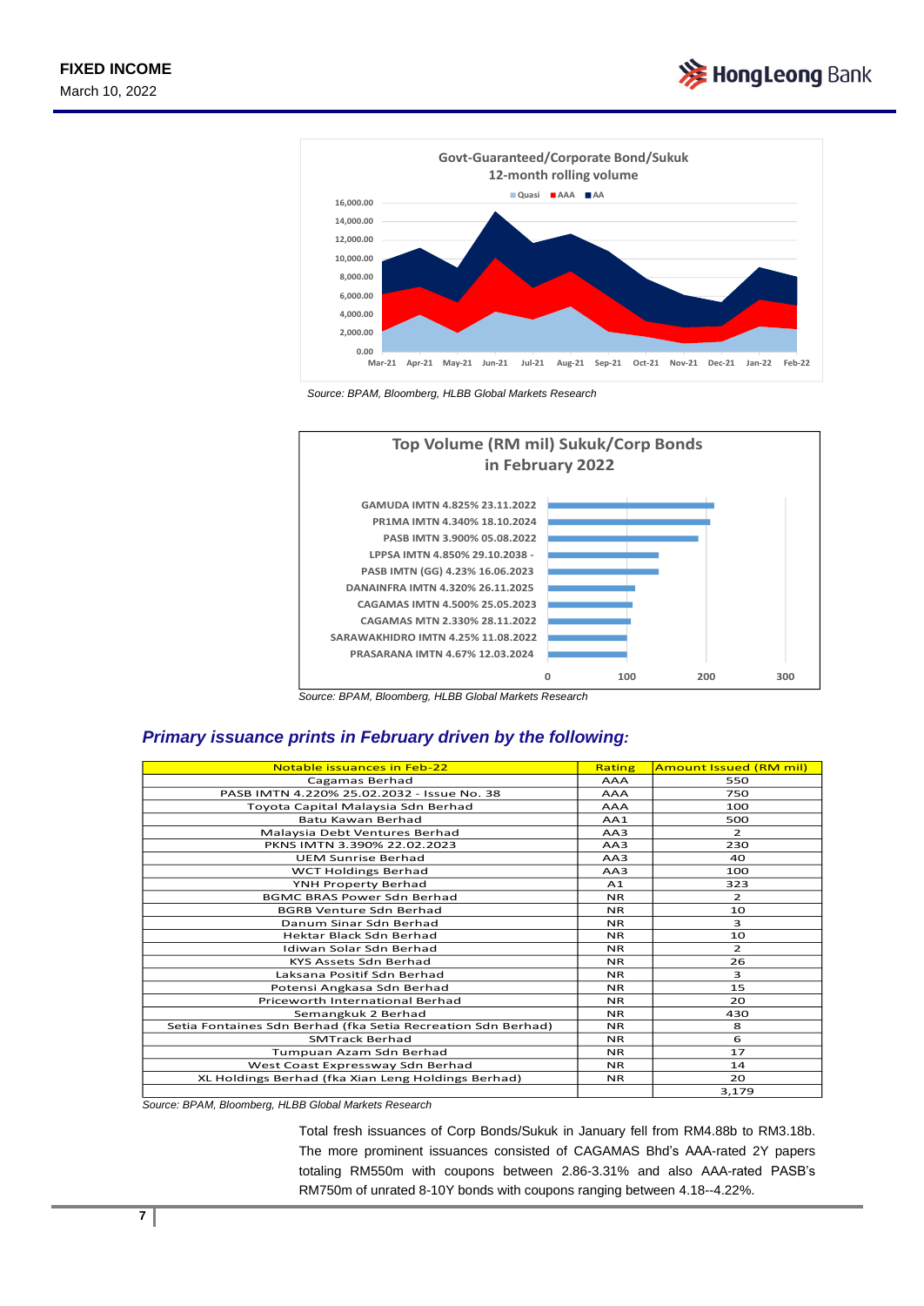**Govt-Guaranteed/Corporate Bond/Sukuk**
**12-month rolling volume**

Source: BPAM, Bloomberg, HLBB Global Markets Research

**Top Volume (RM mil) Sukuk/Corp Bonds in February 2022**

Source: BPAM, Bloomberg, HLBB Global Markets Research

### *Primary issuance prints in February driven by the following:*

| Notable issuances in Feb-22 | Rating | Amount Issued (RM mil) |
|---|---|---|
| Cagamas Berhad | AAA | 550 |
| PASB IMTN 4.220% 25.02.2032 - Issue No. 38 | AAA | 750 |
| Toyota Capital Malaysia Sdn Berhad | AAA | 100 |
| Batu Kawan Berhad | AA1 | 500 |
| Malaysia Debt Ventures Berhad | AA3 | 2 |
| PKNS IMTN 3.390% 22.02.2023 | AA3 | 230 |
| UEM Sunrise Berhad | AA3 | 40 |
| WCT Holdings Berhad | AA3 | 100 |
| YNH Property Berhad | A1 | 323 |
| BGMC BRAS Power Sdn Berhad | NR | 2 |
| BGRB Venture Sdn Berhad | NR | 10 |
| Danum Sinar Sdn Berhad | NR | 3 |
| Hektar Black Sdn Berhad | NR | 10 |
| Idiwan Solar Sdn Berhad | NR | 2 |
| KYS Assets Sdn Berhad | NR | 26 |
| Laksana Positif Sdn Berhad | NR | 3 |
| Potensi Angkasa Sdn Berhad | NR | 15 |
| Priceworth International Berhad | NR | 20 |
| Semangkuk 2 Berhad | NR | 430 |
| Setia Fontaines Sdn Berhad (fka Setia Recreation Sdn Berhad) | NR | 8 |
| SMTrack Berhad | NR | 6 |
| Tumpuan Azam Sdn Berhad | NR | 17 |
| West Coast Expressway Sdn Berhad | NR | 14 |
| XL Holdings Berhad (fka Xian Leng Holdings Berhad) | NR | 20 |
| | | 3,179 |

*Source: BPAM, Bloomberg, HLBB Global Markets Research*

Total fresh issuances of Corp Bonds/Sukuk in January fell from RM4.88b to RM3.18b. The more prominent issuances consisted of CAGAMAS Bhd's AAA-rated 2Y papers totaling RM550m with coupons between 2.86-3.31% and also AAA-rated PASB's RM750m of unrated 8-10Y bonds with coupons ranging between 4.18--4.22%.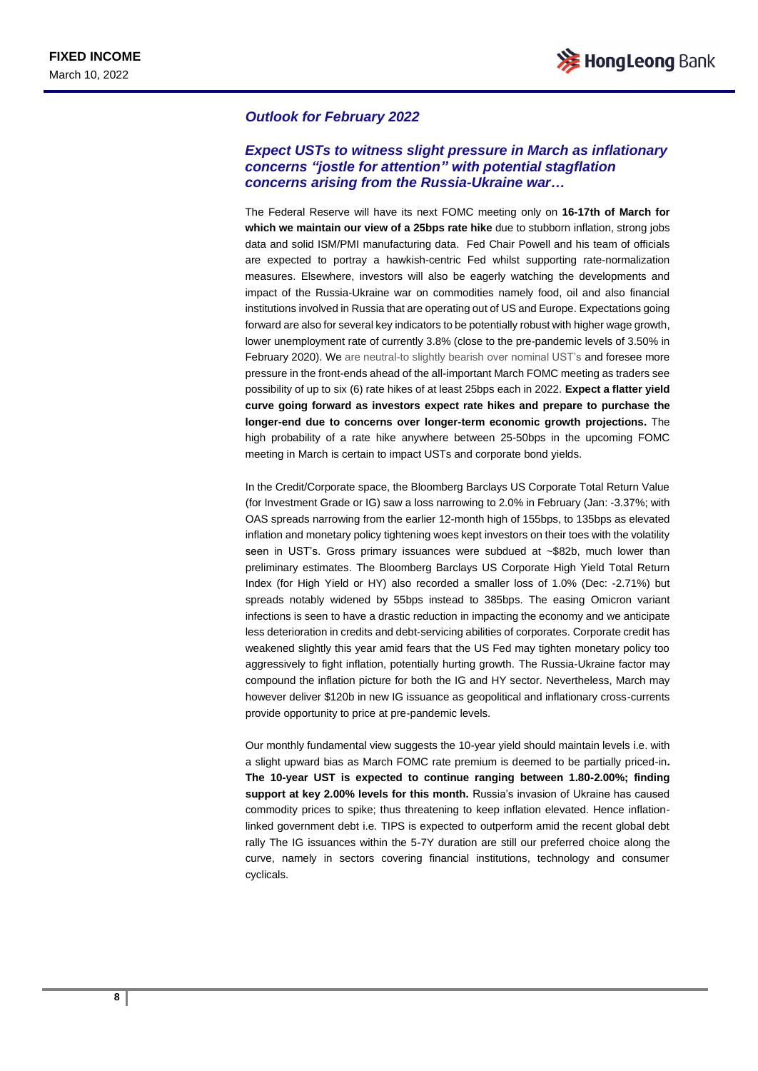### *Outlook for February 2022*

### *Expect USTs to witness slight pressure in March as inflationary concerns "jostle for attention" with potential stagflation concerns arising from the Russia-Ukraine war…*

The Federal Reserve will have its next FOMC meeting only on **16-17th of March for which we maintain our view of a 25bps rate hike** due to stubborn inflation, strong jobs data and solid ISM/PMI manufacturing data. Fed Chair Powell and his team of officials are expected to portray a hawkish-centric Fed whilst supporting rate-normalization measures. Elsewhere, investors will also be eagerly watching the developments and impact of the Russia-Ukraine war on commodities namely food, oil and also financial institutions involved in Russia that are operating out of US and Europe. Expectations going forward are also for several key indicators to be potentially robust with higher wage growth, lower unemployment rate of currently 3.8% (close to the pre-pandemic levels of 3.50% in February 2020). We are neutral-to slightly bearish over nominal UST's and foresee more pressure in the front-ends ahead of the all-important March FOMC meeting as traders see possibility of up to six (6) rate hikes of at least 25bps each in 2022. **Expect a flatter yield curve going forward as investors expect rate hikes and prepare to purchase the longer-end due to concerns over longer-term economic growth projections.** The high probability of a rate hike anywhere between 25-50bps in the upcoming FOMC meeting in March is certain to impact USTs and corporate bond yields.

In the Credit/Corporate space, the Bloomberg Barclays US Corporate Total Return Value (for Investment Grade or IG) saw a loss narrowing to 2.0% in February (Jan: -3.37%; with OAS spreads narrowing from the earlier 12-month high of 155bps, to 135bps as elevated inflation and monetary policy tightening woes kept investors on their toes with the volatility seen in UST's. Gross primary issuances were subdued at ~$82b, much lower than preliminary estimates. The Bloomberg Barclays US Corporate High Yield Total Return Index (for High Yield or HY) also recorded a smaller loss of 1.0% (Dec: -2.71%) but spreads notably widened by 55bps instead to 385bps. The easing Omicron variant infections is seen to have a drastic reduction in impacting the economy and we anticipate less deterioration in credits and debt-servicing abilities of corporates. Corporate credit has weakened slightly this year amid fears that the US Fed may tighten monetary policy too aggressively to fight inflation, potentially hurting growth. The Russia-Ukraine factor may compound the inflation picture for both the IG and HY sector. Nevertheless, March may however deliver $120b in new IG issuance as geopolitical and inflationary cross-currents provide opportunity to price at pre-pandemic levels.

Our monthly fundamental view suggests the 10-year yield should maintain levels i.e. with a slight upward bias as March FOMC rate premium is deemed to be partially priced-in**. The 10-year UST is expected to continue ranging between 1.80-2.00%; finding support at key 2.00% levels for this month.** Russia's invasion of Ukraine has caused commodity prices to spike; thus threatening to keep inflation elevated. Hence inflation-linked government debt i.e. TIPS is expected to outperform amid the recent global debt rally The IG issuances within the 5-7Y duration are still our preferred choice along the curve, namely in sectors covering financial institutions, technology and consumer cyclicals.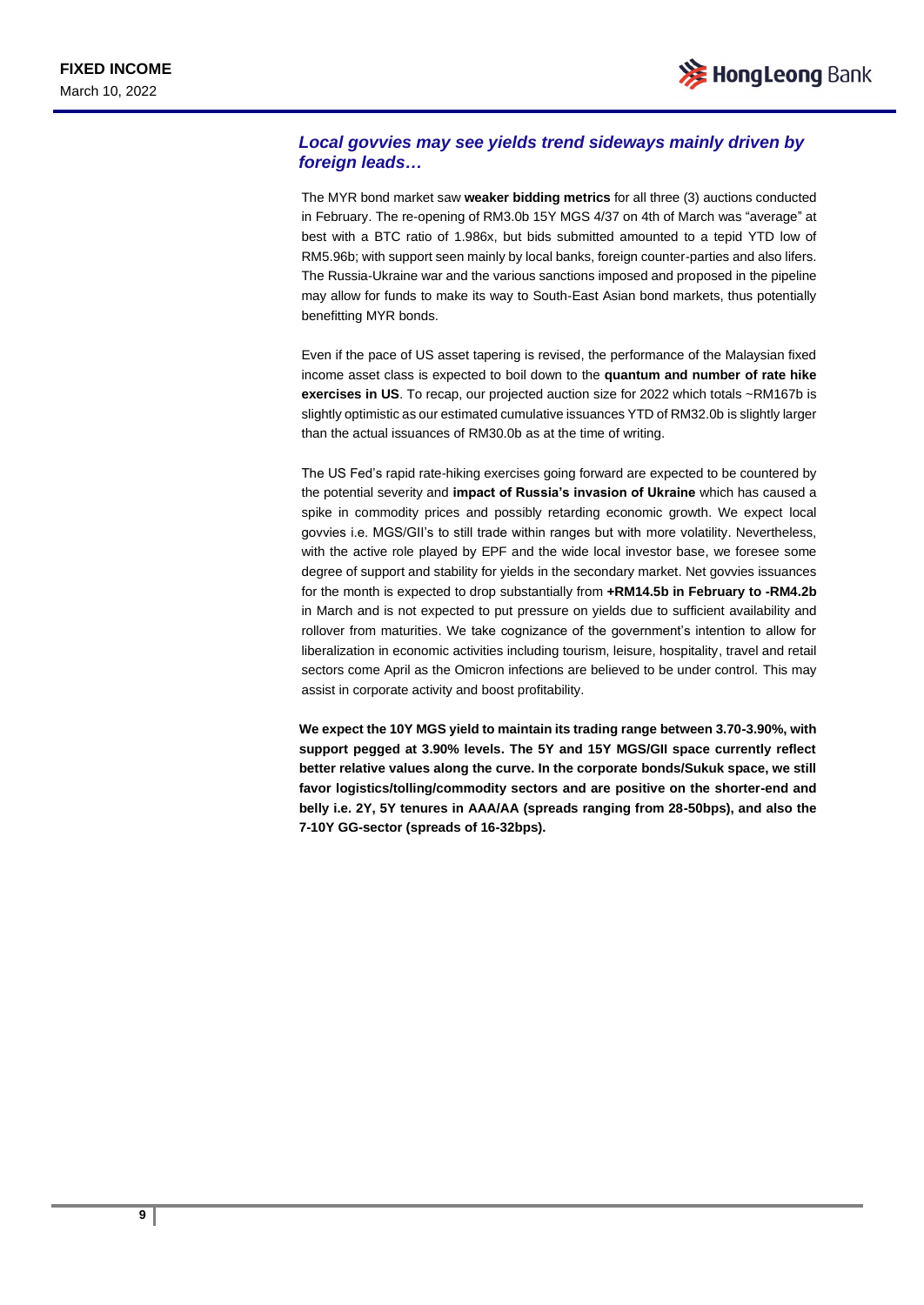## *Local govvies may see yields trend sideways mainly driven by foreign leads…*

The MYR bond market saw **weaker bidding metrics** for all three (3) auctions conducted in February. The re-opening of RM3.0b 15Y MGS 4/37 on 4th of March was "average" at best with a BTC ratio of 1.986x, but bids submitted amounted to a tepid YTD low of RM5.96b; with support seen mainly by local banks, foreign counter-parties and also lifers. The Russia-Ukraine war and the various sanctions imposed and proposed in the pipeline may allow for funds to make its way to South-East Asian bond markets, thus potentially benefitting MYR bonds.

Even if the pace of US asset tapering is revised, the performance of the Malaysian fixed income asset class is expected to boil down to the **quantum and number of rate hike exercises in US**. To recap, our projected auction size for 2022 which totals ~RM167b is slightly optimistic as our estimated cumulative issuances YTD of RM32.0b is slightly larger than the actual issuances of RM30.0b as at the time of writing.

The US Fed's rapid rate-hiking exercises going forward are expected to be countered by the potential severity and **impact of Russia's invasion of Ukraine** which has caused a spike in commodity prices and possibly retarding economic growth. We expect local govvies i.e. MGS/GII's to still trade within ranges but with more volatility. Nevertheless, with the active role played by EPF and the wide local investor base, we foresee some degree of support and stability for yields in the secondary market. Net govvies issuances for the month is expected to drop substantially from **+RM14.5b in February to -RM4.2b** in March and is not expected to put pressure on yields due to sufficient availability and rollover from maturities. We take cognizance of the government's intention to allow for liberalization in economic activities including tourism, leisure, hospitality, travel and retail sectors come April as the Omicron infections are believed to be under control. This may assist in corporate activity and boost profitability.

**We expect the 10Y MGS yield to maintain its trading range between 3.70-3.90%, with support pegged at 3.90% levels. The 5Y and 15Y MGS/GII space currently reflect better relative values along the curve. In the corporate bonds/Sukuk space, we still favor logistics/tolling/commodity sectors and are positive on the shorter-end and belly i.e. 2Y, 5Y tenures in AAA/AA (spreads ranging from 28-50bps), and also the 7-10Y GG-sector (spreads of 16-32bps).**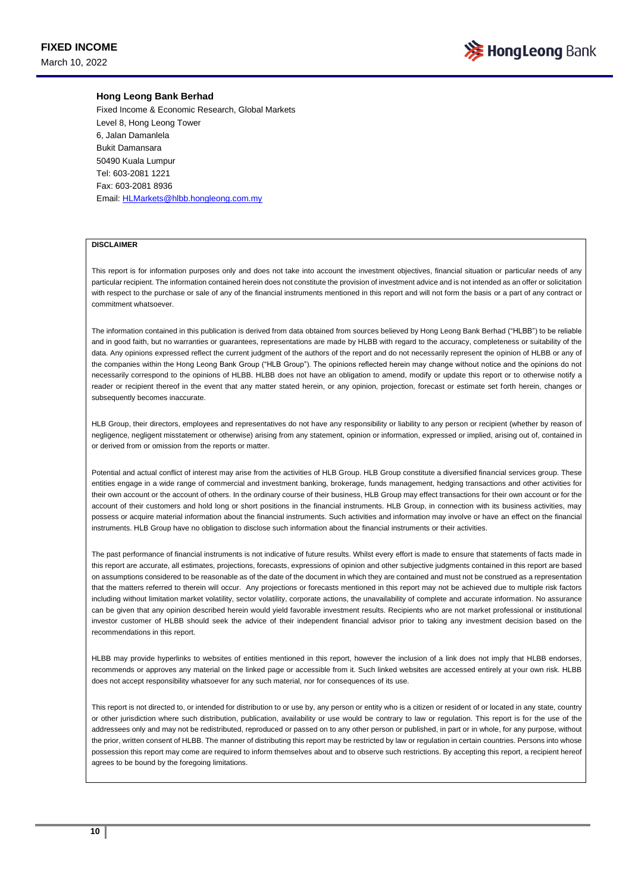**Hong Leong Bank Berhad**

Fixed Income & Economic Research, Global Markets
Level 8, Hong Leong Tower
6, Jalan Damanlela
Bukit Damansara
50490 Kuala Lumpur
Tel: 603-2081 1221
Fax: 603-2081 8936
Email: HLMarkets@hlbb.hongleong.com.my

**DISCLAIMER**

This report is for information purposes only and does not take into account the investment objectives, financial situation or particular needs of any particular recipient. The information contained herein does not constitute the provision of investment advice and is not intended as an offer or solicitation with respect to the purchase or sale of any of the financial instruments mentioned in this report and will not form the basis or a part of any contract or commitment whatsoever.

The information contained in this publication is derived from data obtained from sources believed by Hong Leong Bank Berhad ("HLBB") to be reliable and in good faith, but no warranties or guarantees, representations are made by HLBB with regard to the accuracy, completeness or suitability of the data. Any opinions expressed reflect the current judgment of the authors of the report and do not necessarily represent the opinion of HLBB or any of the companies within the Hong Leong Bank Group ("HLB Group"). The opinions reflected herein may change without notice and the opinions do not necessarily correspond to the opinions of HLBB. HLBB does not have an obligation to amend, modify or update this report or to otherwise notify a reader or recipient thereof in the event that any matter stated herein, or any opinion, projection, forecast or estimate set forth herein, changes or subsequently becomes inaccurate.

HLB Group, their directors, employees and representatives do not have any responsibility or liability to any person or recipient (whether by reason of negligence, negligent misstatement or otherwise) arising from any statement, opinion or information, expressed or implied, arising out of, contained in or derived from or omission from the reports or matter.

Potential and actual conflict of interest may arise from the activities of HLB Group. HLB Group constitute a diversified financial services group. These entities engage in a wide range of commercial and investment banking, brokerage, funds management, hedging transactions and other activities for their own account or the account of others. In the ordinary course of their business, HLB Group may effect transactions for their own account or for the account of their customers and hold long or short positions in the financial instruments. HLB Group, in connection with its business activities, may possess or acquire material information about the financial instruments. Such activities and information may involve or have an effect on the financial instruments. HLB Group have no obligation to disclose such information about the financial instruments or their activities.

The past performance of financial instruments is not indicative of future results. Whilst every effort is made to ensure that statements of facts made in this report are accurate, all estimates, projections, forecasts, expressions of opinion and other subjective judgments contained in this report are based on assumptions considered to be reasonable as of the date of the document in which they are contained and must not be construed as a representation that the matters referred to therein will occur. Any projections or forecasts mentioned in this report may not be achieved due to multiple risk factors including without limitation market volatility, sector volatility, corporate actions, the unavailability of complete and accurate information. No assurance can be given that any opinion described herein would yield favorable investment results. Recipients who are not market professional or institutional investor customer of HLBB should seek the advice of their independent financial advisor prior to taking any investment decision based on the recommendations in this report.

HLBB may provide hyperlinks to websites of entities mentioned in this report, however the inclusion of a link does not imply that HLBB endorses, recommends or approves any material on the linked page or accessible from it. Such linked websites are accessed entirely at your own risk. HLBB does not accept responsibility whatsoever for any such material, nor for consequences of its use.

This report is not directed to, or intended for distribution to or use by, any person or entity who is a citizen or resident of or located in any state, country or other jurisdiction where such distribution, publication, availability or use would be contrary to law or regulation. This report is for the use of the addressees only and may not be redistributed, reproduced or passed on to any other person or published, in part or in whole, for any purpose, without the prior, written consent of HLBB. The manner of distributing this report may be restricted by law or regulation in certain countries. Persons into whose possession this report may come are required to inform themselves about and to observe such restrictions. By accepting this report, a recipient hereof agrees to be bound by the foregoing limitations.